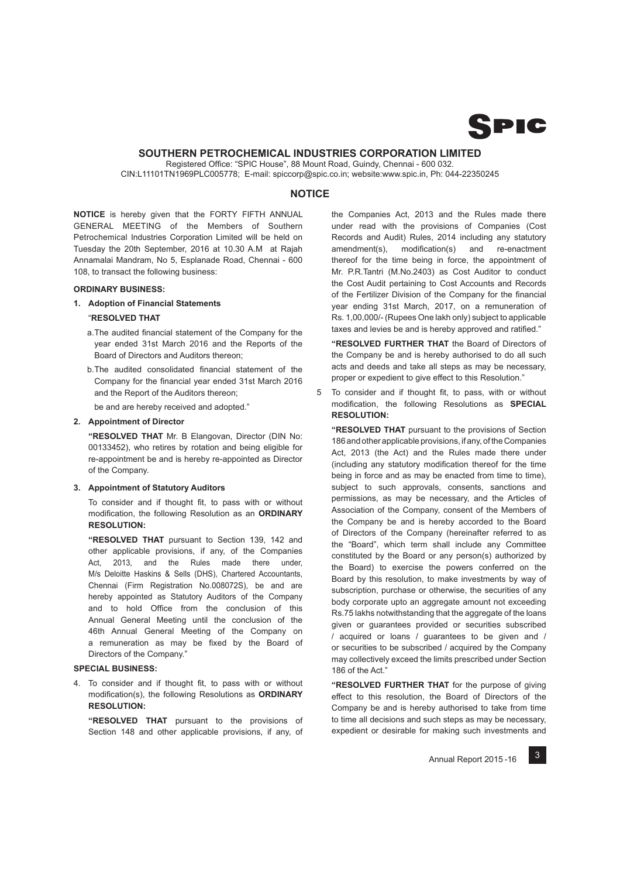SPIC

# SOUTHERN PETROCHEMICAL INDUSTRIES CORPORATION LIMITED

Registered Office: "SPIC House", 88 Mount Road, Guindy, Chennai - 600 032.
CIN:L11101TN1969PLC005778; E-mail: spiccorp@spic.co.in; website:www.spic.in, Ph: 044-22350245

## NOTICE

**NOTICE** is hereby given that the FORTY FIFTH ANNUAL GENERAL MEETING of the Members of Southern Petrochemical Industries Corporation Limited will be held on Tuesday the 20th September, 2016 at 10.30 A.M at Rajah Annamalai Mandram, No 5, Esplanade Road, Chennai - 600 108, to transact the following business:

### ORDINARY BUSINESS:

**1. Adoption of Financial Statements**

"**RESOLVED THAT**

a. The audited financial statement of the Company for the year ended 31st March 2016 and the Reports of the Board of Directors and Auditors thereon;

b. The audited consolidated financial statement of the Company for the financial year ended 31st March 2016 and the Report of the Auditors thereon;

be and are hereby received and adopted."

**2. Appointment of Director**

**"RESOLVED THAT** Mr. B Elangovan, Director (DIN No: 00133452), who retires by rotation and being eligible for re-appointment be and is hereby re-appointed as Director of the Company.

**3. Appointment of Statutory Auditors**

To consider and if thought fit, to pass with or without modification, the following Resolution as an **ORDINARY RESOLUTION:**

**"RESOLVED THAT** pursuant to Section 139, 142 and other applicable provisions, if any, of the Companies Act, 2013, and the Rules made there under, M/s Deloitte Haskins & Sells (DHS), Chartered Accountants, Chennai (Firm Registration No.008072S), be and are hereby appointed as Statutory Auditors of the Company and to hold Office from the conclusion of this Annual General Meeting until the conclusion of the 46th Annual General Meeting of the Company on a remuneration as may be fixed by the Board of Directors of the Company."

### SPECIAL BUSINESS:

4. To consider and if thought fit, to pass with or without modification(s), the following Resolutions as **ORDINARY RESOLUTION:**

**"RESOLVED THAT** pursuant to the provisions of Section 148 and other applicable provisions, if any, of the Companies Act, 2013 and the Rules made there under read with the provisions of Companies (Cost Records and Audit) Rules, 2014 including any statutory amendment(s), modification(s) and re-enactment thereof for the time being in force, the appointment of Mr. P.R.Tantri (M.No.2403) as Cost Auditor to conduct the Cost Audit pertaining to Cost Accounts and Records of the Fertilizer Division of the Company for the financial year ending 31st March, 2017, on a remuneration of Rs. 1,00,000/- (Rupees One lakh only) subject to applicable taxes and levies be and is hereby approved and ratified."

**"RESOLVED FURTHER THAT** the Board of Directors of the Company be and is hereby authorised to do all such acts and deeds and take all steps as may be necessary, proper or expedient to give effect to this Resolution."

5. To consider and if thought fit, to pass, with or without modification, the following Resolutions as **SPECIAL RESOLUTION:**

**"RESOLVED THAT** pursuant to the provisions of Section 186 and other applicable provisions, if any, of the Companies Act, 2013 (the Act) and the Rules made there under (including any statutory modification thereof for the time being in force and as may be enacted from time to time), subject to such approvals, consents, sanctions and permissions, as may be necessary, and the Articles of Association of the Company, consent of the Members of the Company be and is hereby accorded to the Board of Directors of the Company (hereinafter referred to as the "Board", which term shall include any Committee constituted by the Board or any person(s) authorized by the Board) to exercise the powers conferred on the Board by this resolution, to make investments by way of subscription, purchase or otherwise, the securities of any body corporate upto an aggregate amount not exceeding Rs.75 lakhs notwithstanding that the aggregate of the loans given or guarantees provided or securities subscribed / acquired or loans / guarantees to be given and / or securities to be subscribed / acquired by the Company may collectively exceed the limits prescribed under Section 186 of the Act."

**"RESOLVED FURTHER THAT** for the purpose of giving effect to this resolution, the Board of Directors of the Company be and is hereby authorised to take from time to time all decisions and such steps as may be necessary, expedient or desirable for making such investments and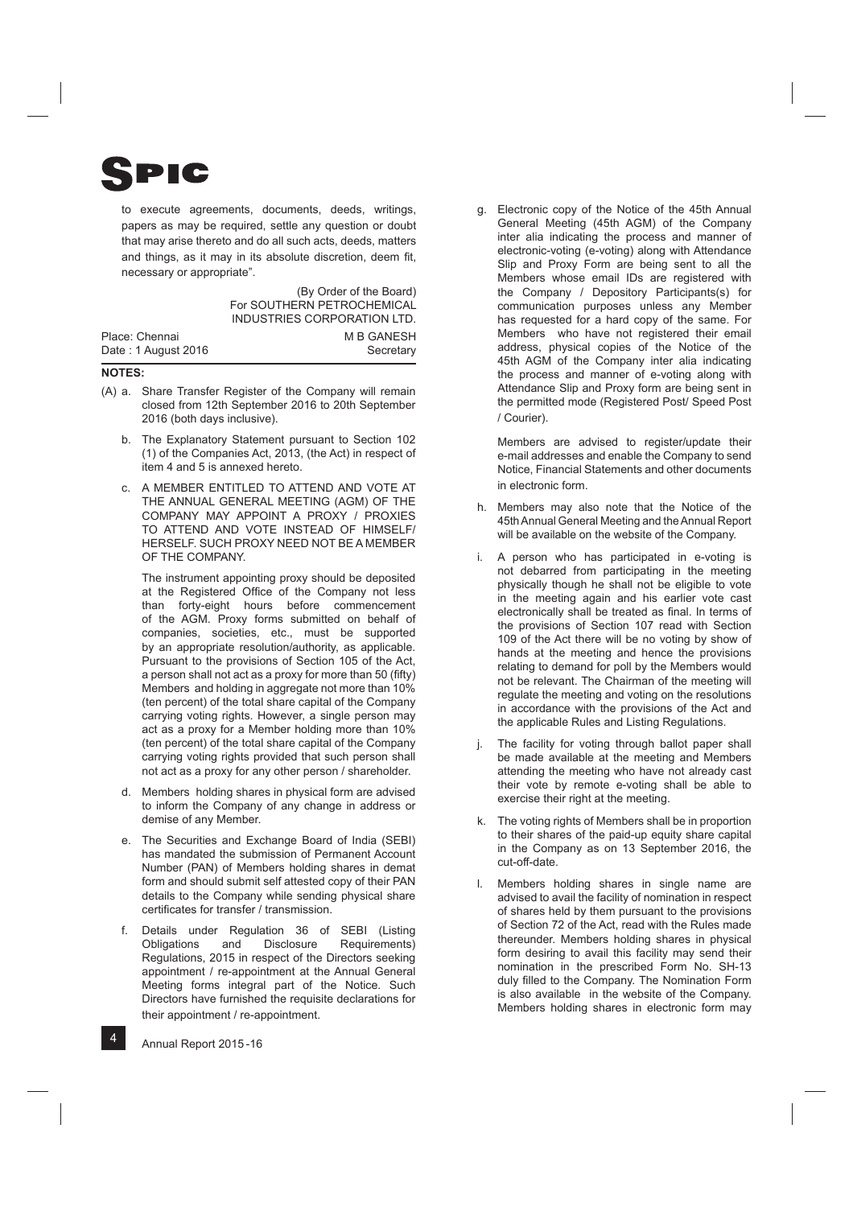to execute agreements, documents, deeds, writings, papers as may be required, settle any question or doubt that may arise thereto and do all such acts, deeds, matters and things, as it may in its absolute discretion, deem fit, necessary or appropriate".

(By Order of the Board)
For SOUTHERN PETROCHEMICAL INDUSTRIES CORPORATION LTD.

Place: Chennai
Date : 1 August 2016

M B GANESH
Secretary

**NOTES:**

(A) a. Share Transfer Register of the Company will remain closed from 12th September 2016 to 20th September 2016 (both days inclusive).

b. The Explanatory Statement pursuant to Section 102 (1) of the Companies Act, 2013, (the Act) in respect of item 4 and 5 is annexed hereto.

c. A MEMBER ENTITLED TO ATTEND AND VOTE AT THE ANNUAL GENERAL MEETING (AGM) OF THE COMPANY MAY APPOINT A PROXY / PROXIES TO ATTEND AND VOTE INSTEAD OF HIMSELF/ HERSELF. SUCH PROXY NEED NOT BE A MEMBER OF THE COMPANY.

The instrument appointing proxy should be deposited at the Registered Office of the Company not less than forty-eight hours before commencement of the AGM. Proxy forms submitted on behalf of companies, societies, etc., must be supported by an appropriate resolution/authority, as applicable. Pursuant to the provisions of Section 105 of the Act, a person shall not act as a proxy for more than 50 (fifty) Members and holding in aggregate not more than 10% (ten percent) of the total share capital of the Company carrying voting rights. However, a single person may act as a proxy for a Member holding more than 10% (ten percent) of the total share capital of the Company carrying voting rights provided that such person shall not act as a proxy for any other person / shareholder.

d. Members holding shares in physical form are advised to inform the Company of any change in address or demise of any Member.

e. The Securities and Exchange Board of India (SEBI) has mandated the submission of Permanent Account Number (PAN) of Members holding shares in demat form and should submit self attested copy of their PAN details to the Company while sending physical share certificates for transfer / transmission.

f. Details under Regulation 36 of SEBI (Listing Obligations and Disclosure Requirements) Regulations, 2015 in respect of the Directors seeking appointment / re-appointment at the Annual General Meeting forms integral part of the Notice. Such Directors have furnished the requisite declarations for their appointment / re-appointment.

g. Electronic copy of the Notice of the 45th Annual General Meeting (45th AGM) of the Company inter alia indicating the process and manner of electronic-voting (e-voting) along with Attendance Slip and Proxy Form are being sent to all the Members whose email IDs are registered with the Company / Depository Participants(s) for communication purposes unless any Member has requested for a hard copy of the same. For Members who have not registered their email address, physical copies of the Notice of the 45th AGM of the Company inter alia indicating the process and manner of e-voting along with Attendance Slip and Proxy form are being sent in the permitted mode (Registered Post/ Speed Post / Courier).

Members are advised to register/update their e-mail addresses and enable the Company to send Notice, Financial Statements and other documents in electronic form.

h. Members may also note that the Notice of the 45th Annual General Meeting and the Annual Report will be available on the website of the Company.

i. A person who has participated in e-voting is not debarred from participating in the meeting physically though he shall not be eligible to vote in the meeting again and his earlier vote cast electronically shall be treated as final. In terms of the provisions of Section 107 read with Section 109 of the Act there will be no voting by show of hands at the meeting and hence the provisions relating to demand for poll by the Members would not be relevant. The Chairman of the meeting will regulate the meeting and voting on the resolutions in accordance with the provisions of the Act and the applicable Rules and Listing Regulations.

j. The facility for voting through ballot paper shall be made available at the meeting and Members attending the meeting who have not already cast their vote by remote e-voting shall be able to exercise their right at the meeting.

k. The voting rights of Members shall be in proportion to their shares of the paid-up equity share capital in the Company as on 13 September 2016, the cut-off-date.

l. Members holding shares in single name are advised to avail the facility of nomination in respect of shares held by them pursuant to the provisions of Section 72 of the Act, read with the Rules made thereunder. Members holding shares in physical form desiring to avail this facility may send their nomination in the prescribed Form No. SH-13 duly filled to the Company. The Nomination Form is also available in the website of the Company. Members holding shares in electronic form may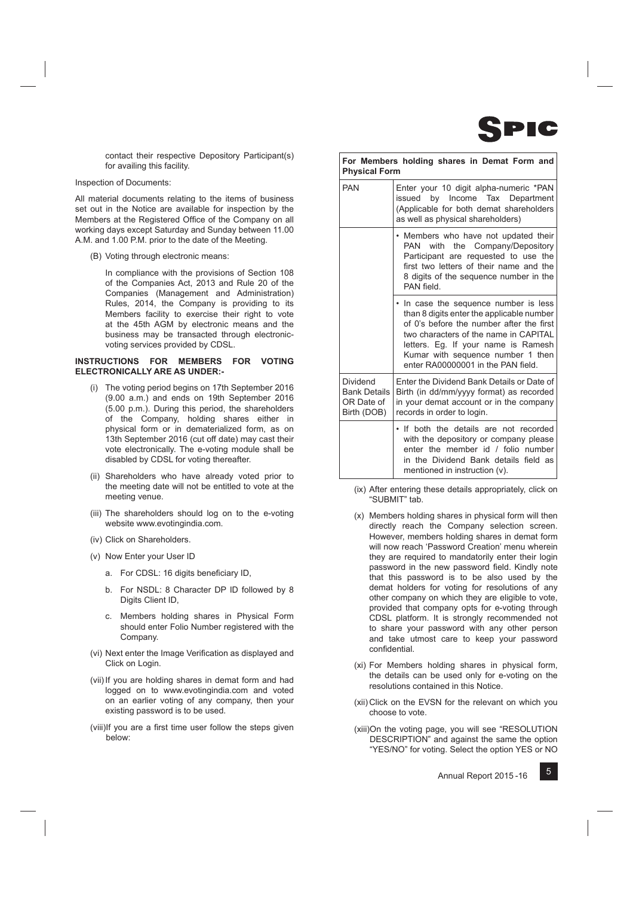contact their respective Depository Participant(s) for availing this facility.

Inspection of Documents:

All material documents relating to the items of business set out in the Notice are available for inspection by the Members at the Registered Office of the Company on all working days except Saturday and Sunday between 11.00 A.M. and 1.00 P.M. prior to the date of the Meeting.

(B) Voting through electronic means:

In compliance with the provisions of Section 108 of the Companies Act, 2013 and Rule 20 of the Companies (Management and Administration) Rules, 2014, the Company is providing to its Members facility to exercise their right to vote at the 45th AGM by electronic means and the business may be transacted through electronic-voting services provided by CDSL.

**INSTRUCTIONS FOR MEMBERS FOR VOTING ELECTRONICALLY ARE AS UNDER:-**

(i) The voting period begins on 17th September 2016 (9.00 a.m.) and ends on 19th September 2016 (5.00 p.m.). During this period, the shareholders of the Company, holding shares either in physical form or in dematerialized form, as on 13th September 2016 (cut off date) may cast their vote electronically. The e-voting module shall be disabled by CDSL for voting thereafter.

(ii) Shareholders who have already voted prior to the meeting date will not be entitled to vote at the meeting venue.

(iii) The shareholders should log on to the e-voting website www.evotingindia.com.

(iv) Click on Shareholders.

(v) Now Enter your User ID

a. For CDSL: 16 digits beneficiary ID,

b. For NSDL: 8 Character DP ID followed by 8 Digits Client ID,

c. Members holding shares in Physical Form should enter Folio Number registered with the Company.

(vi) Next enter the Image Verification as displayed and Click on Login.

(vii) If you are holding shares in demat form and had logged on to www.evotingindia.com and voted on an earlier voting of any company, then your existing password is to be used.

(viii) If you are a first time user follow the steps given below:

| **For Members holding shares in Demat Form and Physical Form** | |
|---|---|
| PAN | Enter your 10 digit alpha-numeric *PAN issued by Income Tax Department (Applicable for both demat shareholders as well as physical shareholders) |
| | • Members who have not updated their PAN with the Company/Depository Participant are requested to use the first two letters of their name and the 8 digits of the sequence number in the PAN field. |
| | • In case the sequence number is less than 8 digits enter the applicable number of 0's before the number after the first two characters of the name in CAPITAL letters. Eg. If your name is Ramesh Kumar with sequence number 1 then enter RA00000001 in the PAN field. |
| Dividend Bank Details OR Date of Birth (DOB) | Enter the Dividend Bank Details or Date of Birth (in dd/mm/yyyy format) as recorded in your demat account or in the company records in order to login. |
| | • If both the details are not recorded with the depository or company please enter the member id / folio number in the Dividend Bank details field as mentioned in instruction (v). |

(ix) After entering these details appropriately, click on "SUBMIT" tab.

(x) Members holding shares in physical form will then directly reach the Company selection screen. However, members holding shares in demat form will now reach 'Password Creation' menu wherein they are required to mandatorily enter their login password in the new password field. Kindly note that this password is to be also used by the demat holders for voting for resolutions of any other company on which they are eligible to vote, provided that company opts for e-voting through CDSL platform. It is strongly recommended not to share your password with any other person and take utmost care to keep your password confidential.

(xi) For Members holding shares in physical form, the details can be used only for e-voting on the resolutions contained in this Notice.

(xii) Click on the EVSN for the relevant on which you choose to vote.

(xiii) On the voting page, you will see "RESOLUTION DESCRIPTION" and against the same the option "YES/NO" for voting. Select the option YES or NO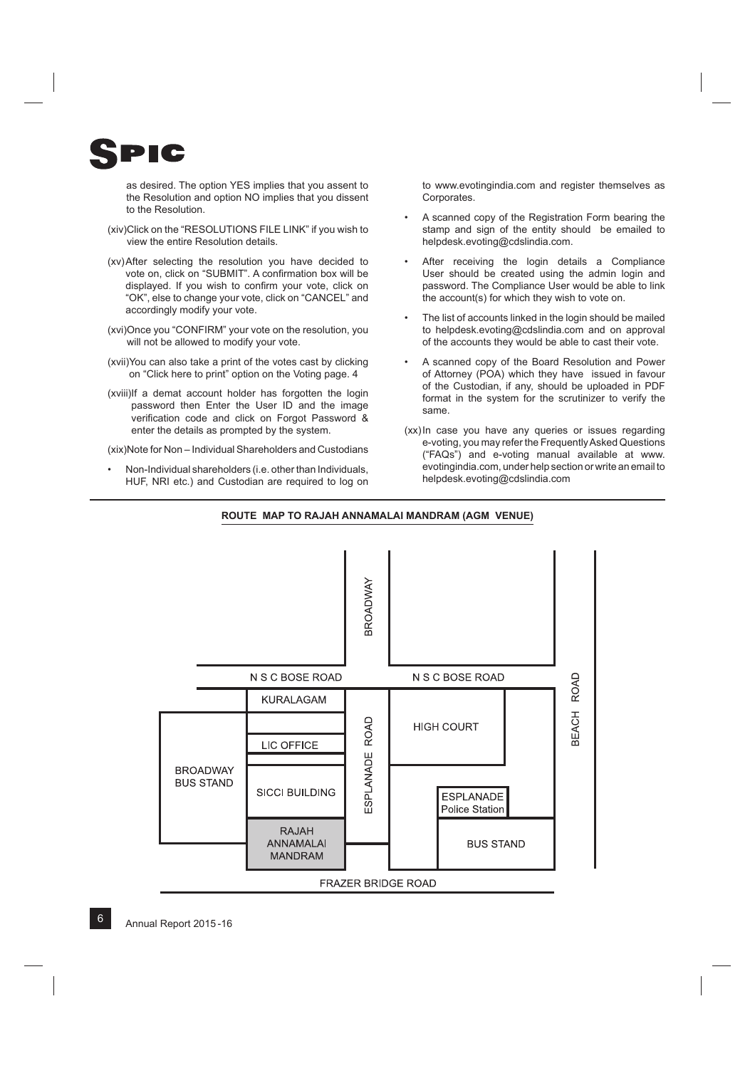as desired. The option YES implies that you assent to the Resolution and option NO implies that you dissent to the Resolution.

(xiv) Click on the "RESOLUTIONS FILE LINK" if you wish to view the entire Resolution details.

(xv) After selecting the resolution you have decided to vote on, click on "SUBMIT". A confirmation box will be displayed. If you wish to confirm your vote, click on "OK", else to change your vote, click on "CANCEL" and accordingly modify your vote.

(xvi) Once you "CONFIRM" your vote on the resolution, you will not be allowed to modify your vote.

(xvii) You can also take a print of the votes cast by clicking on "Click here to print" option on the Voting page. 4

(xviii) If a demat account holder has forgotten the login password then Enter the User ID and the image verification code and click on Forgot Password & enter the details as prompted by the system.

(xix) Note for Non – Individual Shareholders and Custodians

- Non-Individual shareholders (i.e. other than Individuals, HUF, NRI etc.) and Custodian are required to log on to www.evotingindia.com and register themselves as Corporates.
- A scanned copy of the Registration Form bearing the stamp and sign of the entity should be emailed to helpdesk.evoting@cdslindia.com.
- After receiving the login details a Compliance User should be created using the admin login and password. The Compliance User would be able to link the account(s) for which they wish to vote on.
- The list of accounts linked in the login should be mailed to helpdesk.evoting@cdslindia.com and on approval of the accounts they would be able to cast their vote.
- A scanned copy of the Board Resolution and Power of Attorney (POA) which they have issued in favour of the Custodian, if any, should be uploaded in PDF format in the system for the scrutinizer to verify the same.

(xx) In case you have any queries or issues regarding e-voting, you may refer the Frequently Asked Questions ("FAQs") and e-voting manual available at www.evotingindia.com, under help section or write an email to helpdesk.evoting@cdslindia.com

**ROUTE MAP TO RAJAH ANNAMALAI MANDRAM (AGM VENUE)**

BROADWAY

N S C BOSE ROAD | N S C BOSE ROAD

KURALAGAM

LIC OFFICE

BROADWAY BUS STAND

SICCI BUILDING

RAJAH ANNAMALAI MANDRAM

ESPLANADE ROAD

HIGH COURT

ESPLANADE Police Station

BUS STAND

BEACH ROAD

FRAZER BRIDGE ROAD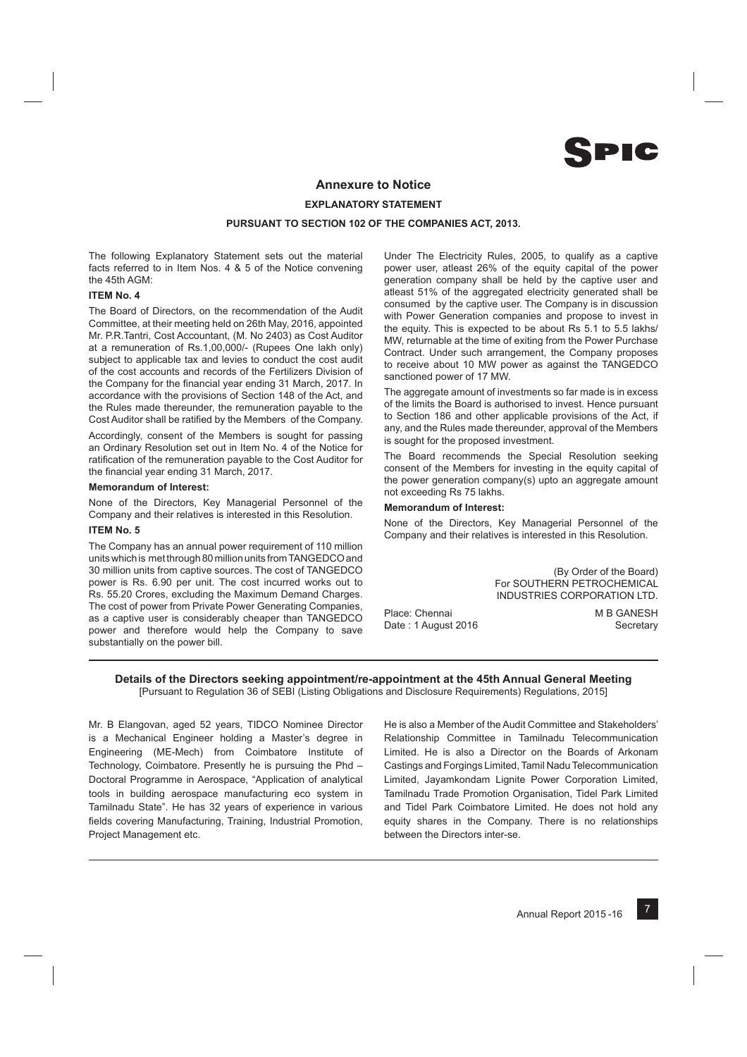## Annexure to Notice

### EXPLANATORY STATEMENT

### PURSUANT TO SECTION 102 OF THE COMPANIES ACT, 2013.

The following Explanatory Statement sets out the material facts referred to in Item Nos. 4 & 5 of the Notice convening the 45th AGM:

**ITEM No. 4**

The Board of Directors, on the recommendation of the Audit Committee, at their meeting held on 26th May, 2016, appointed Mr. P.R.Tantri, Cost Accountant, (M. No 2403) as Cost Auditor at a remuneration of Rs.1,00,000/- (Rupees One lakh only) subject to applicable tax and levies to conduct the cost audit of the cost accounts and records of the Fertilizers Division of the Company for the financial year ending 31 March, 2017. In accordance with the provisions of Section 148 of the Act, and the Rules made thereunder, the remuneration payable to the Cost Auditor shall be ratified by the Members of the Company.

Accordingly, consent of the Members is sought for passing an Ordinary Resolution set out in Item No. 4 of the Notice for ratification of the remuneration payable to the Cost Auditor for the financial year ending 31 March, 2017.

**Memorandum of Interest:**

None of the Directors, Key Managerial Personnel of the Company and their relatives is interested in this Resolution.

**ITEM No. 5**

The Company has an annual power requirement of 110 million units which is met through 80 million units from TANGEDCO and 30 million units from captive sources. The cost of TANGEDCO power is Rs. 6.90 per unit. The cost incurred works out to Rs. 55.20 Crores, excluding the Maximum Demand Charges. The cost of power from Private Power Generating Companies, as a captive user is considerably cheaper than TANGEDCO power and therefore would help the Company to save substantially on the power bill.

Under The Electricity Rules, 2005, to qualify as a captive power user, atleast 26% of the equity capital of the power generation company shall be held by the captive user and atleast 51% of the aggregated electricity generated shall be consumed by the captive user. The Company is in discussion with Power Generation companies and propose to invest in the equity. This is expected to be about Rs 5.1 to 5.5 lakhs/ MW, returnable at the time of exiting from the Power Purchase Contract. Under such arrangement, the Company proposes to receive about 10 MW power as against the TANGEDCO sanctioned power of 17 MW.

The aggregate amount of investments so far made is in excess of the limits the Board is authorised to invest. Hence pursuant to Section 186 and other applicable provisions of the Act, if any, and the Rules made thereunder, approval of the Members is sought for the proposed investment.

The Board recommends the Special Resolution seeking consent of the Members for investing in the equity capital of the power generation company(s) upto an aggregate amount not exceeding Rs 75 lakhs.

**Memorandum of Interest:**

None of the Directors, Key Managerial Personnel of the Company and their relatives is interested in this Resolution.

(By Order of the Board)
For SOUTHERN PETROCHEMICAL INDUSTRIES CORPORATION LTD.

Place: Chennai
Date : 1 August 2016

M B GANESH
Secretary

---

### Details of the Directors seeking appointment/re-appointment at the 45th Annual General Meeting

[Pursuant to Regulation 36 of SEBI (Listing Obligations and Disclosure Requirements) Regulations, 2015]

Mr. B Elangovan, aged 52 years, TIDCO Nominee Director is a Mechanical Engineer holding a Master's degree in Engineering (ME-Mech) from Coimbatore Institute of Technology, Coimbatore. Presently he is pursuing the Phd – Doctoral Programme in Aerospace, "Application of analytical tools in building aerospace manufacturing eco system in Tamilnadu State". He has 32 years of experience in various fields covering Manufacturing, Training, Industrial Promotion, Project Management etc.

He is also a Member of the Audit Committee and Stakeholders' Relationship Committee in Tamilnadu Telecommunication Limited. He is also a Director on the Boards of Arkonam Castings and Forgings Limited, Tamil Nadu Telecommunication Limited, Jayamkondam Lignite Power Corporation Limited, Tamilnadu Trade Promotion Organisation, Tidel Park Limited and Tidel Park Coimbatore Limited. He does not hold any equity shares in the Company. There is no relationships between the Directors inter-se.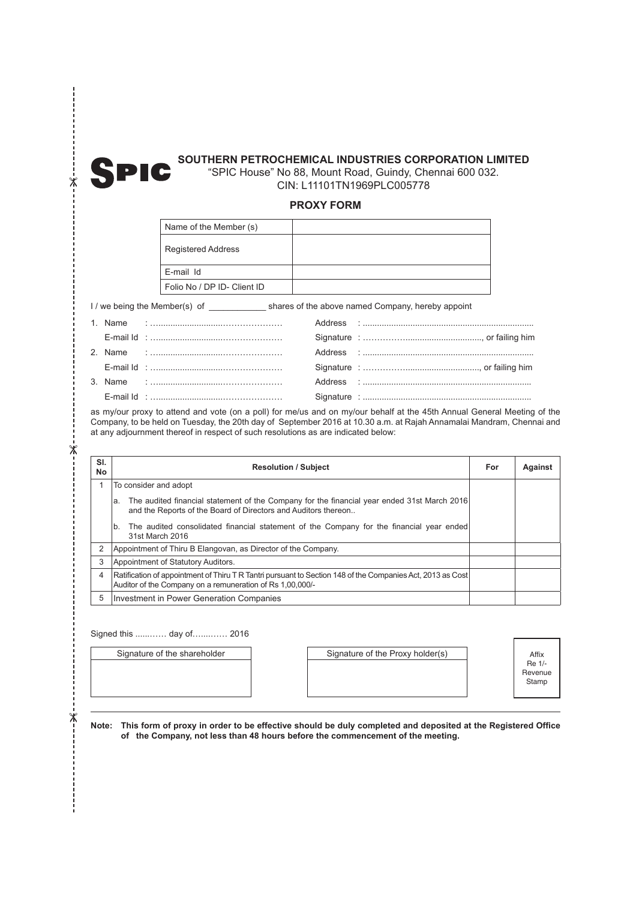**SPIC**

## SOUTHERN PETROCHEMICAL INDUSTRIES CORPORATION LIMITED

"SPIC House" No 88, Mount Road, Guindy, Chennai 600 032.

CIN: L11101TN1969PLC005778

### PROXY FORM

| Name of the Member (s) | |
|---|---|
| Registered Address | |
| E-mail Id | |
| Folio No / DP ID- Client ID | |

I / we being the Member(s) of ____________ shares of the above named Company, hereby appoint

1. Name : ............................................... Address : ......................................................................
   E-mail Id : ............................................... Signature : ..............................................., or failing him
2. Name : ............................................... Address : ......................................................................
   E-mail Id : ............................................... Signature : ..............................................., or failing him
3. Name : ............................................... Address : ......................................................................
   E-mail Id : ............................................... Signature : ......................................................................

as my/our proxy to attend and vote (on a poll) for me/us and on my/our behalf at the 45th Annual General Meeting of the Company, to be held on Tuesday, the 20th day of September 2016 at 10.30 a.m. at Rajah Annamalai Mandram, Chennai and at any adjournment thereof in respect of such resolutions as are indicated below:

| Sl. No | Resolution / Subject | For | Against |
|---|---|---|---|
| 1 | To consider and adopt<br>a. The audited financial statement of the Company for the financial year ended 31st March 2016 and the Reports of the Board of Directors and Auditors thereon..<br>b. The audited consolidated financial statement of the Company for the financial year ended 31st March 2016 | | |
| 2 | Appointment of Thiru B Elangovan, as Director of the Company. | | |
| 3 | Appointment of Statutory Auditors. | | |
| 4 | Ratification of appointment of Thiru T R Tantri pursuant to Section 148 of the Companies Act, 2013 as Cost Auditor of the Company on a remuneration of Rs 1,00,000/- | | |
| 5 | Investment in Power Generation Companies | | |

Signed this ........... day of............ 2016

| Signature of the shareholder | Signature of the Proxy holder(s) | Affix Re 1/- Revenue Stamp |
|---|---|---|
| | | |

**Note: This form of proxy in order to be effective should be duly completed and deposited at the Registered Office of the Company, not less than 48 hours before the commencement of the meeting.**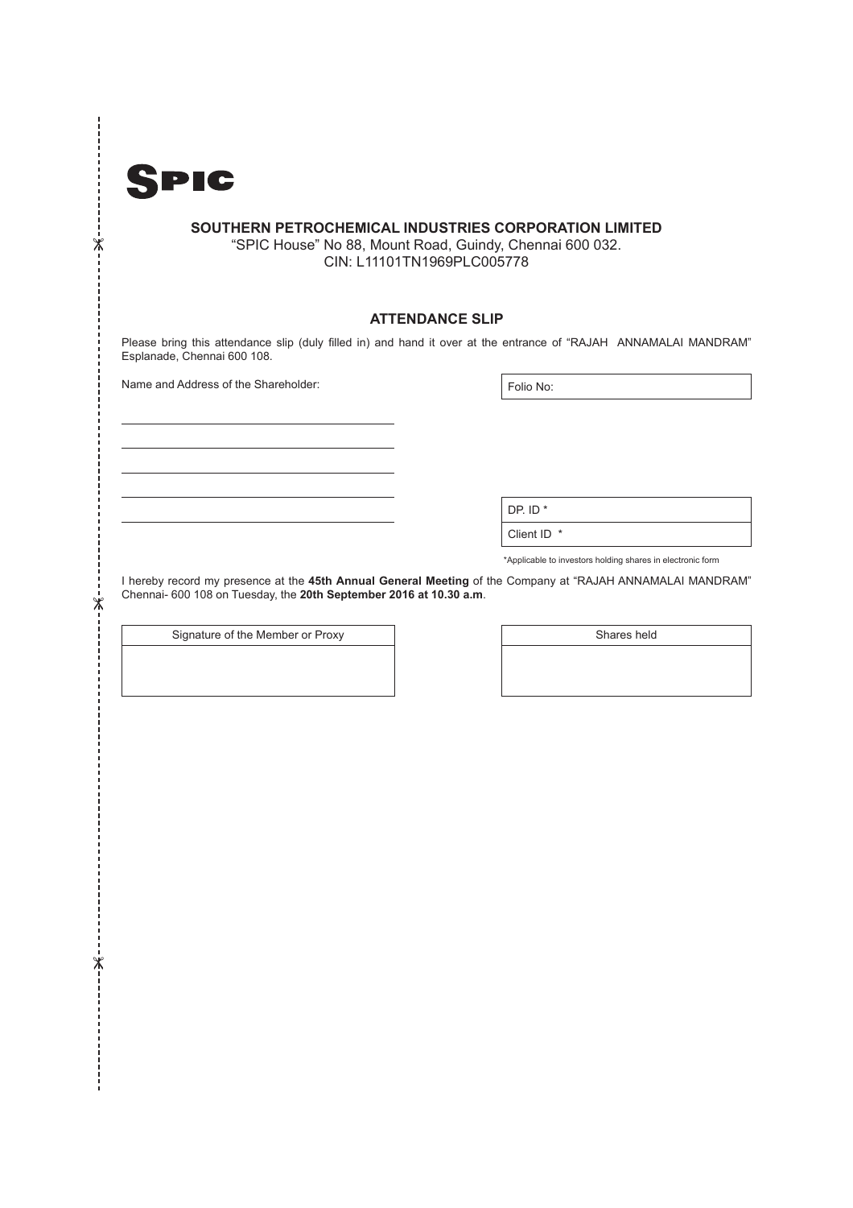**SPIC**

**SOUTHERN PETROCHEMICAL INDUSTRIES CORPORATION LIMITED**

"SPIC House" No 88, Mount Road, Guindy, Chennai 600 032.

CIN: L11101TN1969PLC005778

## ATTENDANCE SLIP

Please bring this attendance slip (duly filled in) and hand it over at the entrance of "RAJAH ANNAMALAI MANDRAM" Esplanade, Chennai 600 108.

Name and Address of the Shareholder:

Folio No:

DP. ID *

Client ID *

*Applicable to investors holding shares in electronic form

I hereby record my presence at the **45th Annual General Meeting** of the Company at "RAJAH ANNAMALAI MANDRAM" Chennai- 600 108 on Tuesday, the **20th September 2016 at 10.30 a.m**.

Signature of the Member or Proxy

Shares held